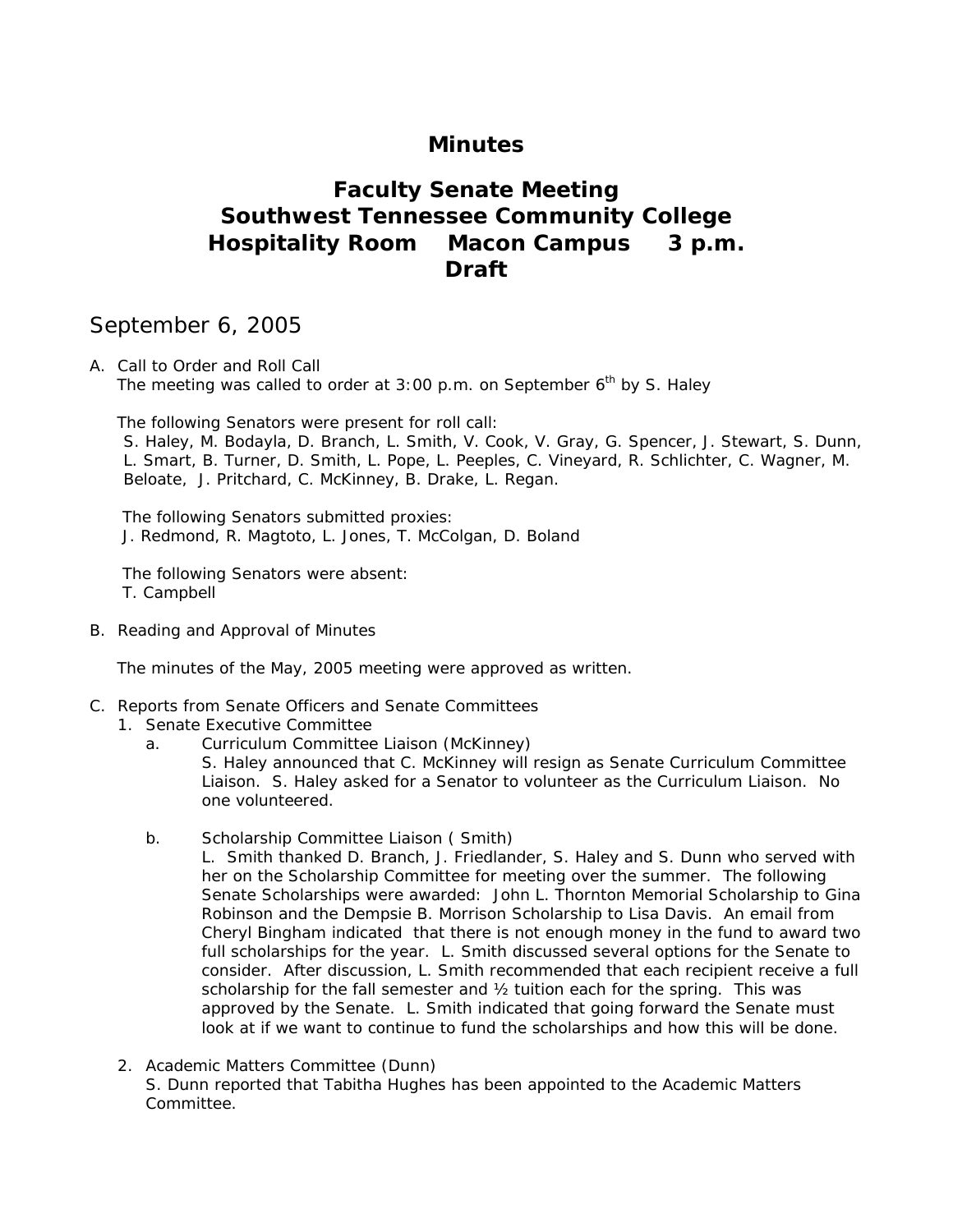# Minutes

## Faculty Senate Meeting
## Southwest Tennessee Community College
## Hospitality Room    Macon Campus    3 p.m.
## Draft

September 6, 2005

A. Call to Order and Roll Call

   The meeting was called to order at 3:00 p.m. on September 6th by S. Haley

   The following Senators were present for roll call:
   S. Haley, M. Bodayla, D. Branch, L. Smith, V. Cook, V. Gray, G. Spencer, J. Stewart, S. Dunn, L. Smart, B. Turner, D. Smith, L. Pope, L. Peeples, C. Vineyard, R. Schlichter, C. Wagner, M. Beloate, J. Pritchard, C. McKinney, B. Drake, L. Regan.

   The following Senators submitted proxies:
   J. Redmond, R. Magtoto, L. Jones, T. McColgan, D. Boland

   The following Senators were absent:
   T. Campbell

B. Reading and Approval of Minutes

   The minutes of the May, 2005 meeting were approved as written.

C. Reports from Senate Officers and Senate Committees
   1. Senate Executive Committee
      a. Curriculum Committee Liaison (McKinney)
         S. Haley announced that C. McKinney will resign as Senate Curriculum Committee Liaison. S. Haley asked for a Senator to volunteer as the Curriculum Liaison. No one volunteered.

      b. Scholarship Committee Liaison ( Smith)
         L. Smith thanked D. Branch, J. Friedlander, S. Haley and S. Dunn who served with her on the Scholarship Committee for meeting over the summer. The following Senate Scholarships were awarded: John L. Thornton Memorial Scholarship to Gina Robinson and the Dempsie B. Morrison Scholarship to Lisa Davis. An email from Cheryl Bingham indicated that there is not enough money in the fund to award two full scholarships for the year. L. Smith discussed several options for the Senate to consider. After discussion, L. Smith recommended that each recipient receive a full scholarship for the fall semester and ½ tuition each for the spring. This was approved by the Senate. L. Smith indicated that going forward the Senate must look at if we want to continue to fund the scholarships and how this will be done.

   2. Academic Matters Committee (Dunn)
      S. Dunn reported that Tabitha Hughes has been appointed to the Academic Matters Committee.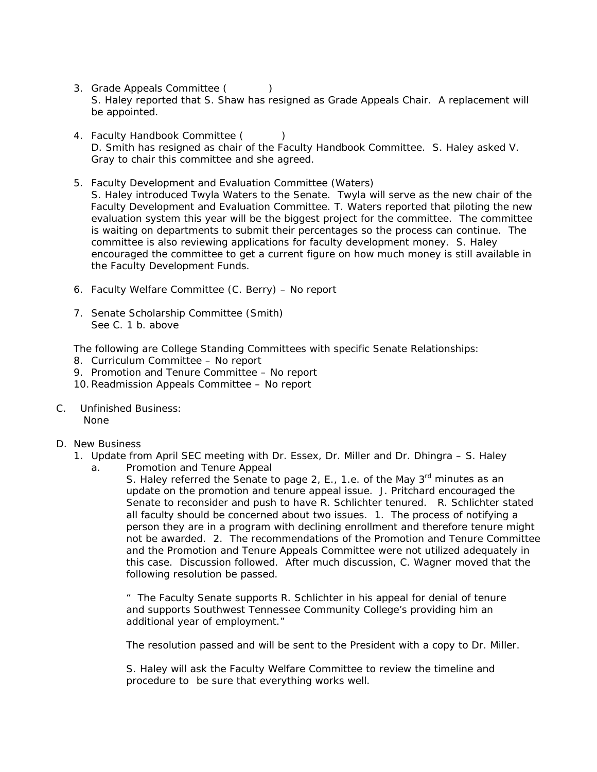3. Grade Appeals Committee (            )
   S. Haley reported that S. Shaw has resigned as Grade Appeals Chair.  A replacement will be appointed.

4. Faculty Handbook Committee (            )
   D. Smith has resigned as chair of the Faculty Handbook Committee.  S. Haley asked V. Gray to chair this committee and she agreed.

5. Faculty Development and Evaluation Committee (Waters)
   S. Haley introduced Twyla Waters to the Senate.  Twyla will serve as the new chair of the Faculty Development and Evaluation Committee. T. Waters reported that piloting the new evaluation system this year will be the biggest project for the committee.  The committee is waiting on departments to submit their percentages so the process can continue.  The committee is also reviewing applications for faculty development money.  S. Haley encouraged the committee to get a current figure on how much money is still available in the Faculty Development Funds.

6. Faculty Welfare Committee (C. Berry) – No report

7. Senate Scholarship Committee (Smith)
   See C. 1 b. above

The following are College Standing Committees with specific Senate Relationships:

8. Curriculum Committee – No report
9. Promotion and Tenure Committee – No report
10. Readmission Appeals Committee – No report

C. Unfinished Business:
   None

D. New Business
   1. Update from April SEC meeting with Dr. Essex, Dr. Miller and Dr. Dhingra – S. Haley
      a. Promotion and Tenure Appeal
         S. Haley referred the Senate to page 2, E., 1.e. of the May 3rd minutes as an update on the promotion and tenure appeal issue.  J. Pritchard encouraged the Senate to reconsider and push to have R. Schlichter tenured.   R. Schlichter stated all faculty should be concerned about two issues.  1.  The process of notifying a person they are in a program with declining enrollment and therefore tenure might not be awarded.  2. The recommendations of the Promotion and Tenure Committee and the Promotion and Tenure Appeals Committee were not utilized adequately in this case.  Discussion followed.  After much discussion, C. Wagner moved that the following resolution be passed.

         "  The Faculty Senate supports R. Schlichter in his appeal for denial of tenure and supports Southwest Tennessee Community College's providing him an additional year of employment."

         The resolution passed and will be sent to the President with a copy to Dr. Miller.

         S. Haley will ask the Faculty Welfare Committee to review the timeline and procedure to  be sure that everything works well.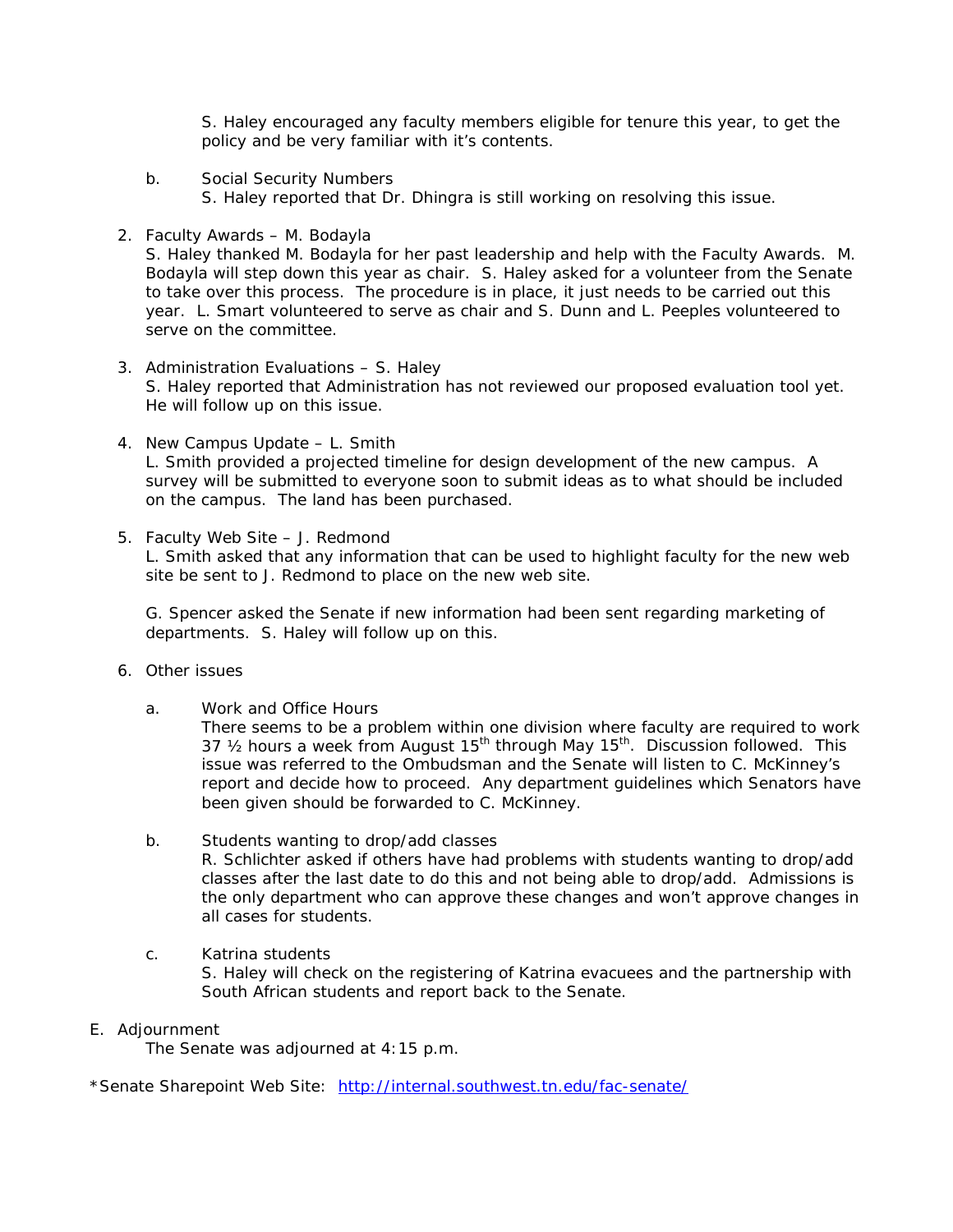S. Haley encouraged any faculty members eligible for tenure this year, to get the policy and be very familiar with it's contents.

b. Social Security Numbers
   S. Haley reported that Dr. Dhingra is still working on resolving this issue.

2. Faculty Awards – M. Bodayla
   S. Haley thanked M. Bodayla for her past leadership and help with the Faculty Awards. M. Bodayla will step down this year as chair. S. Haley asked for a volunteer from the Senate to take over this process. The procedure is in place, it just needs to be carried out this year. L. Smart volunteered to serve as chair and S. Dunn and L. Peeples volunteered to serve on the committee.

3. Administration Evaluations – S. Haley
   S. Haley reported that Administration has not reviewed our proposed evaluation tool yet. He will follow up on this issue.

4. New Campus Update – L. Smith
   L. Smith provided a projected timeline for design development of the new campus. A survey will be submitted to everyone soon to submit ideas as to what should be included on the campus. The land has been purchased.

5. Faculty Web Site – J. Redmond
   L. Smith asked that any information that can be used to highlight faculty for the new web site be sent to J. Redmond to place on the new web site.

   G. Spencer asked the Senate if new information had been sent regarding marketing of departments. S. Haley will follow up on this.

6. Other issues

   a. Work and Office Hours
      There seems to be a problem within one division where faculty are required to work 37 ½ hours a week from August 15th through May 15th. Discussion followed. This issue was referred to the Ombudsman and the Senate will listen to C. McKinney's report and decide how to proceed. Any department guidelines which Senators have been given should be forwarded to C. McKinney.

   b. Students wanting to drop/add classes
      R. Schlichter asked if others have had problems with students wanting to drop/add classes after the last date to do this and not being able to drop/add. Admissions is the only department who can approve these changes and won't approve changes in all cases for students.

   c. Katrina students
      S. Haley will check on the registering of Katrina evacuees and the partnership with South African students and report back to the Senate.

E. Adjournment
   The Senate was adjourned at 4:15 p.m.

*Senate Sharepoint Web Site: http://internal.southwest.tn.edu/fac-senate/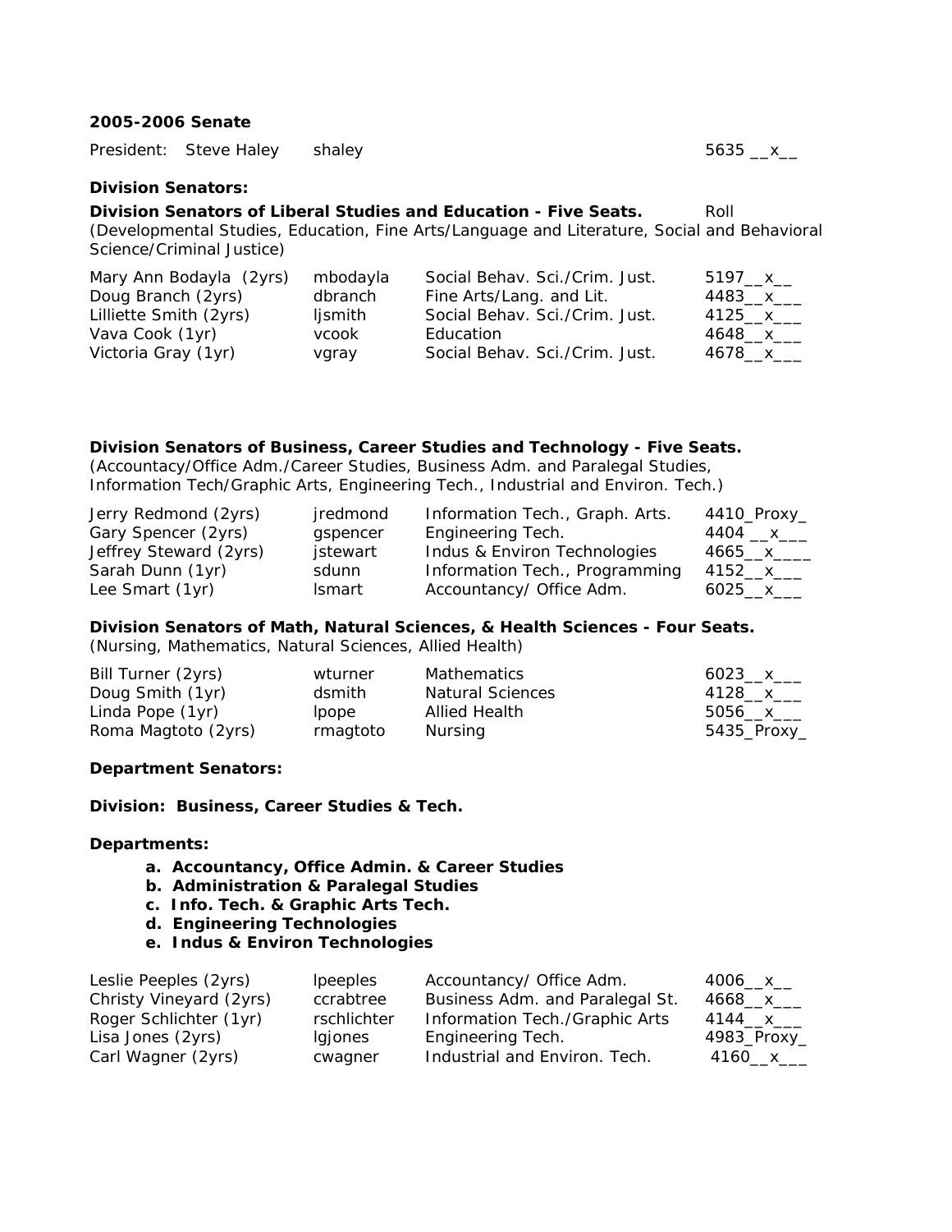**2005-2006 Senate**

| President: | Steve Haley | shaley | | 5635 \_\_x\_\_ |
|---|---|---|---|---|

**Division Senators:**

**Division Senators of Liberal Studies and Education - Five Seats.** Roll
(Developmental Studies, Education, Fine Arts/Language and Literature, Social and Behavioral Science/Criminal Justice)

| Name | Email | Department | Roll |
|---|---|---|---|
| Mary Ann Bodayla (2yrs) | mbodayla | Social Behav. Sci./Crim. Just. | 5197\_\_x\_\_ |
| Doug Branch (2yrs) | dbranch | Fine Arts/Lang. and Lit. | 4483\_\_x\_\_\_ |
| Lilliette Smith (2yrs) | ljsmith | Social Behav. Sci./Crim. Just. | 4125\_\_x\_\_\_ |
| Vava Cook (1yr) | vcook | Education | 4648\_\_x\_\_\_ |
| Victoria Gray (1yr) | vgray | Social Behav. Sci./Crim. Just. | 4678\_\_x\_\_\_ |

**Division Senators of Business, Career Studies and Technology - Five Seats.**
(Accountancy/Office Adm./Career Studies, Business Adm. and Paralegal Studies, Information Tech/Graphic Arts, Engineering Tech., Industrial and Environ. Tech.)

| Name | Email | Department | Roll |
|---|---|---|---|
| Jerry Redmond (2yrs) | jredmond | Information Tech., Graph. Arts. | 4410\_Proxy\_ |
| Gary Spencer (2yrs) | gspencer | Engineering Tech. | 4404 \_\_x\_\_\_ |
| Jeffrey Steward (2yrs) | jstewart | Indus & Environ Technologies | 4665\_\_x\_\_\_\_ |
| Sarah Dunn (1yr) | sdunn | Information Tech., Programming | 4152\_\_x\_\_\_ |
| Lee Smart (1yr) | lsmart | Accountancy/ Office Adm. | 6025\_\_x\_\_\_ |

**Division Senators of Math, Natural Sciences, & Health Sciences - Four Seats.**
(Nursing, Mathematics, Natural Sciences, Allied Health)

| Name | Email | Department | Roll |
|---|---|---|---|
| Bill Turner (2yrs) | wturner | Mathematics | 6023\_\_x\_\_\_ |
| Doug Smith (1yr) | dsmith | Natural Sciences | 4128\_\_x\_\_\_ |
| Linda Pope (1yr) | lpope | Allied Health | 5056\_\_x\_\_\_ |
| Roma Magtoto (2yrs) | rmagtoto | Nursing | 5435\_Proxy\_ |

**Department Senators:**

**Division: Business, Career Studies & Tech.**

**Departments:**

- **a. Accountancy, Office Admin. & Career Studies**
- **b. Administration & Paralegal Studies**
- **c. Info. Tech. & Graphic Arts Tech.**
- **d. Engineering Technologies**
- **e. Indus & Environ Technologies**

| Name | Email | Department | Roll |
|---|---|---|---|
| Leslie Peeples (2yrs) | lpeeples | Accountancy/ Office Adm. | 4006\_\_x\_\_ |
| Christy Vineyard (2yrs) | ccrabtree | Business Adm. and Paralegal St. | 4668\_\_x\_\_\_ |
| Roger Schlichter (1yr) | rschlichter | Information Tech./Graphic Arts | 4144\_\_x\_\_\_ |
| Lisa Jones (2yrs) | lgjones | Engineering Tech. | 4983\_Proxy\_ |
| Carl Wagner (2yrs) | cwagner | Industrial and Environ. Tech. | 4160\_\_x\_\_\_ |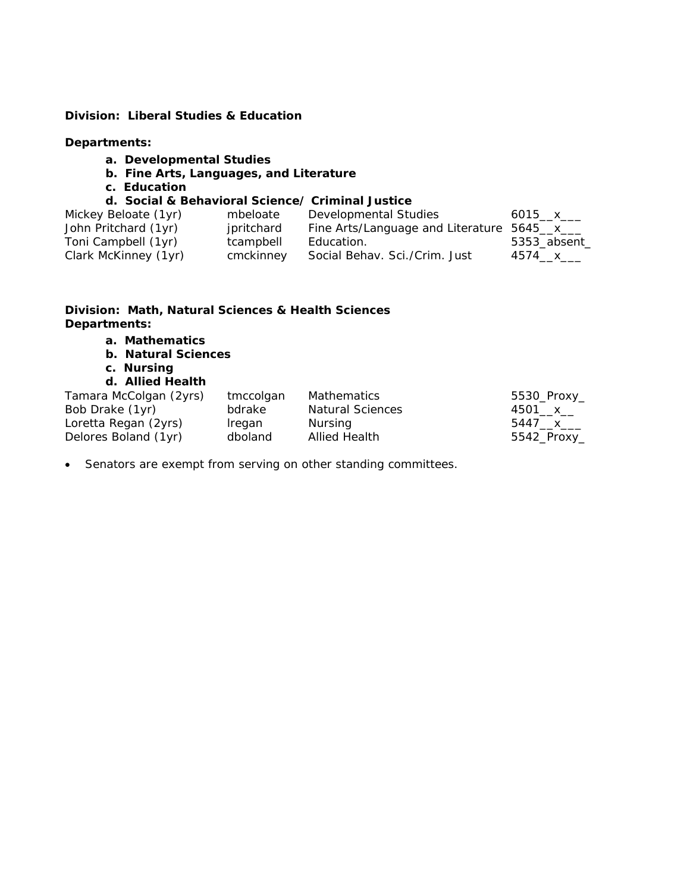**Division: Liberal Studies & Education**

**Departments:**

- **a. Developmental Studies**
- **b. Fine Arts, Languages, and Literature**
- **c. Education**
- **d. Social & Behavioral Science/ Criminal Justice**

| | | | |
|---|---|---|---|
| Mickey Beloate (1yr) | mbeloate | Developmental Studies | 6015__x___ |
| John Pritchard (1yr) | jpritchard | Fine Arts/Language and Literature | 5645__x___ |
| Toni Campbell (1yr) | tcampbell | Education. | 5353_absent_ |
| Clark McKinney (1yr) | cmckinney | Social Behav. Sci./Crim. Just | 4574__x___ |

**Division: Math, Natural Sciences & Health Sciences**
**Departments:**

- **a. Mathematics**
- **b. Natural Sciences**
- **c. Nursing**
- **d. Allied Health**

| | | | |
|---|---|---|---|
| Tamara McColgan (2yrs) | tmccolgan | Mathematics | 5530_Proxy_ |
| Bob Drake (1yr) | bdrake | Natural Sciences | 4501__x__ |
| Loretta Regan (2yrs) | lregan | Nursing | 5447__x___ |
| Delores Boland (1yr) | dboland | Allied Health | 5542_Proxy_ |

- Senators are exempt from serving on other standing committees.